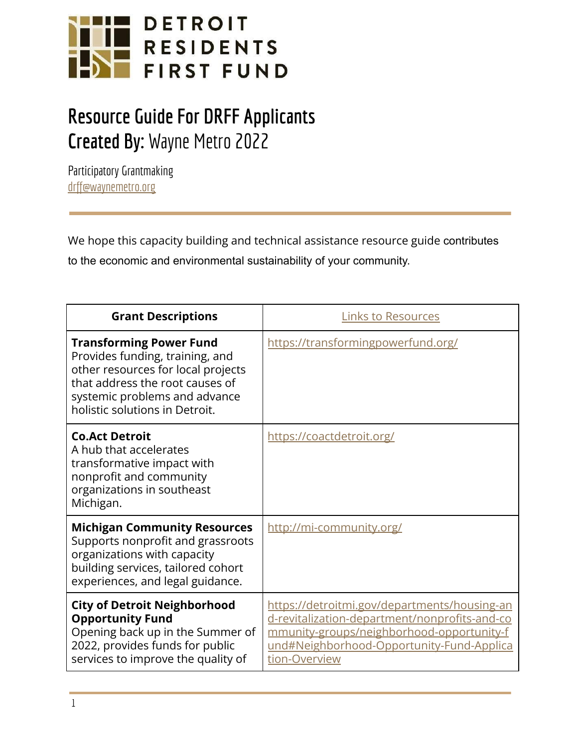# DETROIT RESIDENTS FIRST FUND

## Resource Guide For DRFF Applicants
## Created By: Wayne Metro 2022

Participatory Grantmaking
drff@waynemetro.org

---

We hope this capacity building and technical assistance resource guide contributes to the economic and environmental sustainability of your community.

| Grant Descriptions | Links to Resources |
|---|---|
| **Transforming Power Fund** Provides funding, training, and other resources for local projects that address the root causes of systemic problems and advance holistic solutions in Detroit. | https://transformingpowerfund.org/ |
| **Co.Act Detroit** A hub that accelerates transformative impact with nonprofit and community organizations in southeast Michigan. | https://coactdetroit.org/ |
| **Michigan Community Resources** Supports nonprofit and grassroots organizations with capacity building services, tailored cohort experiences, and legal guidance. | http://mi-community.org/ |
| **City of Detroit Neighborhood Opportunity Fund** Opening back up in the Summer of 2022, provides funds for public services to improve the quality of | https://detroitmi.gov/departments/housing-and-revitalization-department/nonprofits-and-community-groups/neighborhood-opportunity-fund#Neighborhood-Opportunity-Fund-Application-Overview |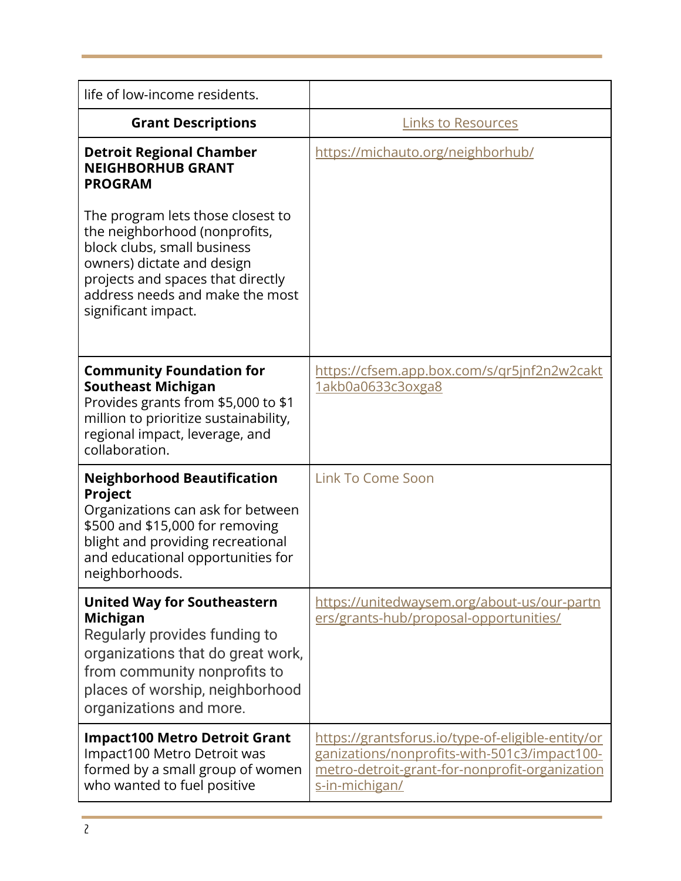| life of low-income residents. | |
|---|---|
| **Grant Descriptions** | Links to Resources |
| **Detroit Regional Chamber NEIGHBORHUB GRANT PROGRAM**<br><br>The program lets those closest to the neighborhood (nonprofits, block clubs, small business owners) dictate and design projects and spaces that directly address needs and make the most significant impact. | https://michauto.org/neighborhub/ |
| **Community Foundation for Southeast Michigan**<br>Provides grants from $5,000 to $1 million to prioritize sustainability, regional impact, leverage, and collaboration. | https://cfsem.app.box.com/s/qr5jnf2n2w2cakt1akb0a0633c3oxga8 |
| **Neighborhood Beautification Project**<br>Organizations can ask for between $500 and $15,000 for removing blight and providing recreational and educational opportunities for neighborhoods. | Link To Come Soon |
| **United Way for Southeastern Michigan**<br>Regularly provides funding to organizations that do great work, from community nonprofits to places of worship, neighborhood organizations and more. | https://unitedwaysem.org/about-us/our-partners/grants-hub/proposal-opportunities/ |
| **Impact100 Metro Detroit Grant**<br>Impact100 Metro Detroit was formed by a small group of women who wanted to fuel positive | https://grantsforus.io/type-of-eligible-entity/organizations/nonprofits-with-501c3/impact100-metro-detroit-grant-for-nonprofit-organizations-in-michigan/ |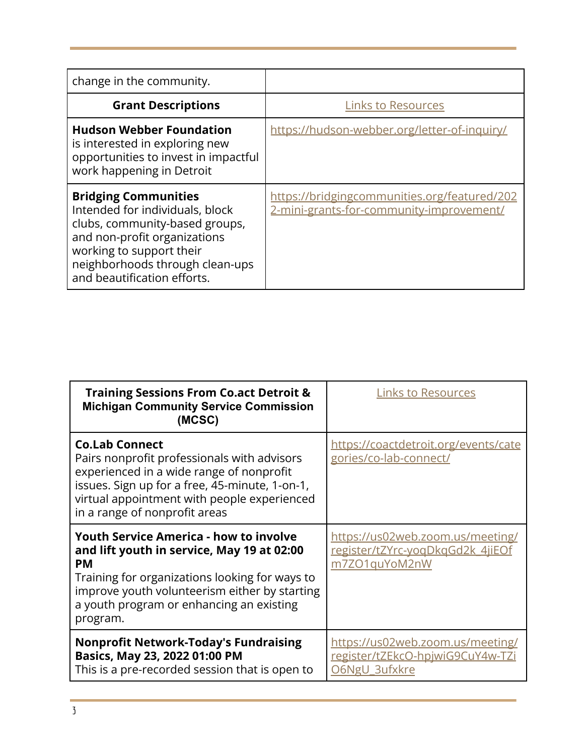| change in the community. | |
|---|---|
| **Grant Descriptions** | Links to Resources |
| **Hudson Webber Foundation** is interested in exploring new opportunities to invest in impactful work happening in Detroit | https://hudson-webber.org/letter-of-inquiry/ |
| **Bridging Communities** Intended for individuals, block clubs, community-based groups, and non-profit organizations working to support their neighborhoods through clean-ups and beautification efforts. | https://bridgingcommunities.org/featured/2022-mini-grants-for-community-improvement/ |

| Training Sessions From Co.act Detroit & Michigan Community Service Commission (MCSC) | Links to Resources |
|---|---|
| **Co.Lab Connect** Pairs nonprofit professionals with advisors experienced in a wide range of nonprofit issues. Sign up for a free, 45-minute, 1-on-1, virtual appointment with people experienced in a range of nonprofit areas | https://coactdetroit.org/events/categories/co-lab-connect/ |
| **Youth Service America - how to involve and lift youth in service, May 19 at 02:00 PM** Training for organizations looking for ways to improve youth volunteerism either by starting a youth program or enhancing an existing program. | https://us02web.zoom.us/meeting/register/tZYrc-yoqDkqGd2k_4jiEOfm7ZO1quYoM2nW |
| **Nonprofit Network-Today's Fundraising Basics, May 23, 2022 01:00 PM** This is a pre-recorded session that is open to | https://us02web.zoom.us/meeting/register/tZEkcO-hpjwiG9CuY4w-TZiO6NgU_3ufxkre |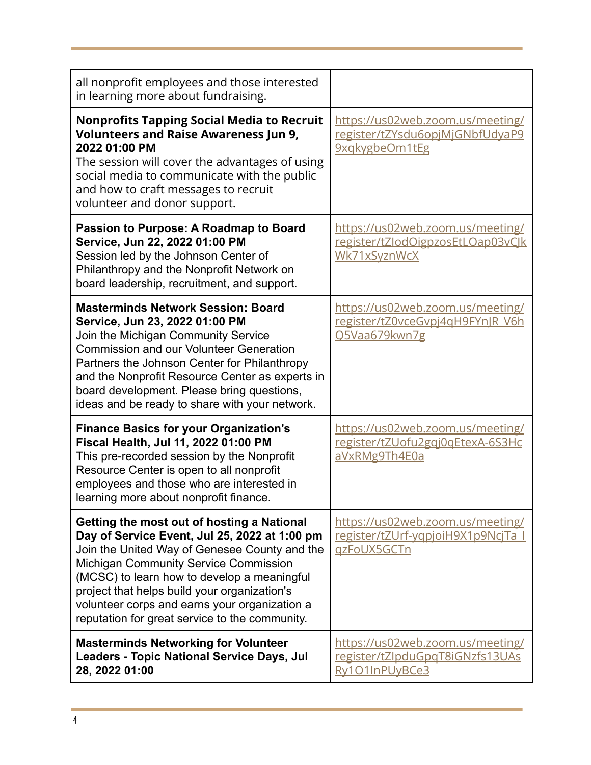| | |
|---|---|
| all nonprofit employees and those interested in learning more about fundraising. | |
| **Nonprofits Tapping Social Media to Recruit Volunteers and Raise Awareness Jun 9, 2022 01:00 PM** The session will cover the advantages of using social media to communicate with the public and how to craft messages to recruit volunteer and donor support. | https://us02web.zoom.us/meeting/register/tZYsdu6opjMjGNbfUdyaP99xqkygbeOm1tEg |
| **Passion to Purpose: A Roadmap to Board Service, Jun 22, 2022 01:00 PM** Session led by the Johnson Center of Philanthropy and the Nonprofit Network on board leadership, recruitment, and support. | https://us02web.zoom.us/meeting/register/tZIodOigpzosEtLOap03vCJkWk71xSyznWcX |
| **Masterminds Network Session: Board Service, Jun 23, 2022 01:00 PM** Join the Michigan Community Service Commission and our Volunteer Generation Partners the Johnson Center for Philanthropy and the Nonprofit Resource Center as experts in board development. Please bring questions, ideas and be ready to share with your network. | https://us02web.zoom.us/meeting/register/tZ0vceGvpj4qH9FYnJR_V6hQ5Vaa679kwn7g |
| **Finance Basics for your Organization's Fiscal Health, Jul 11, 2022 01:00 PM** This pre-recorded session by the Nonprofit Resource Center is open to all nonprofit employees and those who are interested in learning more about nonprofit finance. | https://us02web.zoom.us/meeting/register/tZUofu2gqj0qEtexA-6S3HcaVxRMg9Th4E0a |
| **Getting the most out of hosting a National Day of Service Event, Jul 25, 2022 at 1:00 pm** Join the United Way of Genesee County and the Michigan Community Service Commission (MCSC) to learn how to develop a meaningful project that helps build your organization's volunteer corps and earns your organization a reputation for great service to the community. | https://us02web.zoom.us/meeting/register/tZUrf-yqpjoiH9X1p9NcjTa_IqzFoUX5GCTn |
| **Masterminds Networking for Volunteer Leaders - Topic National Service Days, Jul 28, 2022 01:00** | https://us02web.zoom.us/meeting/register/tZIpduGpqT8iGNzfs13UAsRy1O1InPUyBCe3 |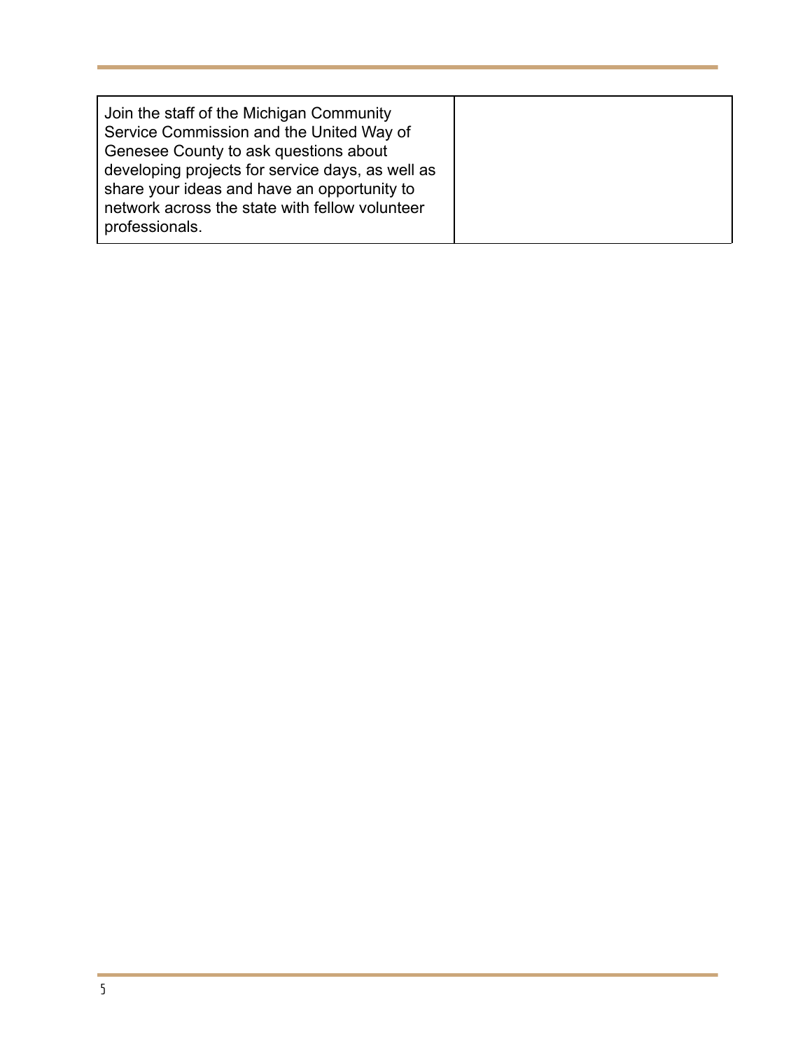| | |
|---|---|
| Join the staff of the Michigan Community Service Commission and the United Way of Genesee County to ask questions about developing projects for service days, as well as share your ideas and have an opportunity to network across the state with fellow volunteer professionals. | |